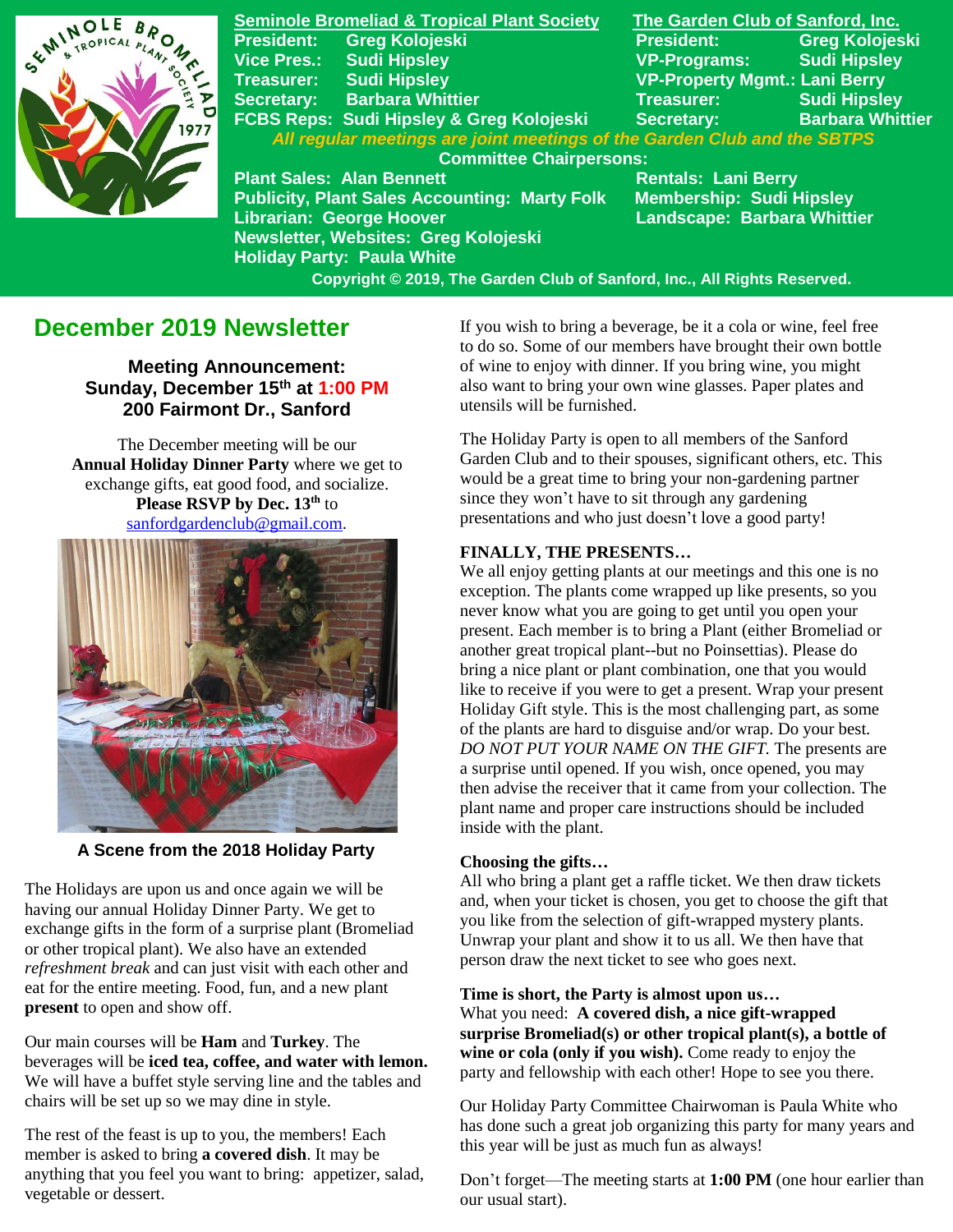**Seminole Bromeliad & Tropical Plant Society**

| | |
|---|---|
| President: | Greg Kolojeski |
| Vice Pres.: | Sudi Hipsley |
| Treasurer: | Sudi Hipsley |
| Secretary: | Barbara Whittier |
| FCBS Reps: | Sudi Hipsley & Greg Kolojeski |

**The Garden Club of Sanford, Inc.**

| | |
|---|---|
| President: | Greg Kolojeski |
| VP-Programs: | Sudi Hipsley |
| VP-Property Mgmt.: | Lani Berry |
| Treasurer: | Sudi Hipsley |
| Secretary: | Barbara Whittier |

*All regular meetings are joint meetings of the Garden Club and the SBTPS*

**Committee Chairpersons:**

Plant Sales: Alan Bennett
Publicity, Plant Sales Accounting: Marty Folk
Librarian: George Hoover
Newsletter, Websites: Greg Kolojeski
Holiday Party: Paula White
Rentals: Lani Berry
Membership: Sudi Hipsley
Landscape: Barbara Whittier

Copyright © 2019, The Garden Club of Sanford, Inc., All Rights Reserved.

# December 2019 Newsletter

**Meeting Announcement:**
**Sunday, December 15th at 1:00 PM**
**200 Fairmont Dr., Sanford**

The December meeting will be our **Annual Holiday Dinner Party** where we get to exchange gifts, eat good food, and socialize. **Please RSVP by Dec. 13th** to sanfordgardenclub@gmail.com.

**A Scene from the 2018 Holiday Party**

The Holidays are upon us and once again we will be having our annual Holiday Dinner Party. We get to exchange gifts in the form of a surprise plant (Bromeliad or other tropical plant). We also have an extended *refreshment break* and can just visit with each other and eat for the entire meeting. Food, fun, and a new plant **present** to open and show off.

Our main courses will be **Ham** and **Turkey**. The beverages will be **iced tea, coffee, and water with lemon.** We will have a buffet style serving line and the tables and chairs will be set up so we may dine in style.

The rest of the feast is up to you, the members! Each member is asked to bring **a covered dish**. It may be anything that you feel you want to bring: appetizer, salad, vegetable or dessert.

If you wish to bring a beverage, be it a cola or wine, feel free to do so. Some of our members have brought their own bottle of wine to enjoy with dinner. If you bring wine, you might also want to bring your own wine glasses. Paper plates and utensils will be furnished.

The Holiday Party is open to all members of the Sanford Garden Club and to their spouses, significant others, etc. This would be a great time to bring your non-gardening partner since they won't have to sit through any gardening presentations and who just doesn't love a good party!

**FINALLY, THE PRESENTS…**

We all enjoy getting plants at our meetings and this one is no exception. The plants come wrapped up like presents, so you never know what you are going to get until you open your present. Each member is to bring a Plant (either Bromeliad or another great tropical plant--but no Poinsettias). Please do bring a nice plant or plant combination, one that you would like to receive if you were to get a present. Wrap your present Holiday Gift style. This is the most challenging part, as some of the plants are hard to disguise and/or wrap. Do your best. *DO NOT PUT YOUR NAME ON THE GIFT.* The presents are a surprise until opened. If you wish, once opened, you may then advise the receiver that it came from your collection. The plant name and proper care instructions should be included inside with the plant.

**Choosing the gifts…**

All who bring a plant get a raffle ticket. We then draw tickets and, when your ticket is chosen, you get to choose the gift that you like from the selection of gift-wrapped mystery plants. Unwrap your plant and show it to us all. We then have that person draw the next ticket to see who goes next.

**Time is short, the Party is almost upon us…**

What you need: **A covered dish, a nice gift-wrapped surprise Bromeliad(s) or other tropical plant(s), a bottle of wine or cola (only if you wish).** Come ready to enjoy the party and fellowship with each other! Hope to see you there.

Our Holiday Party Committee Chairwoman is Paula White who has done such a great job organizing this party for many years and this year will be just as much fun as always!

Don't forget—The meeting starts at **1:00 PM** (one hour earlier than our usual start).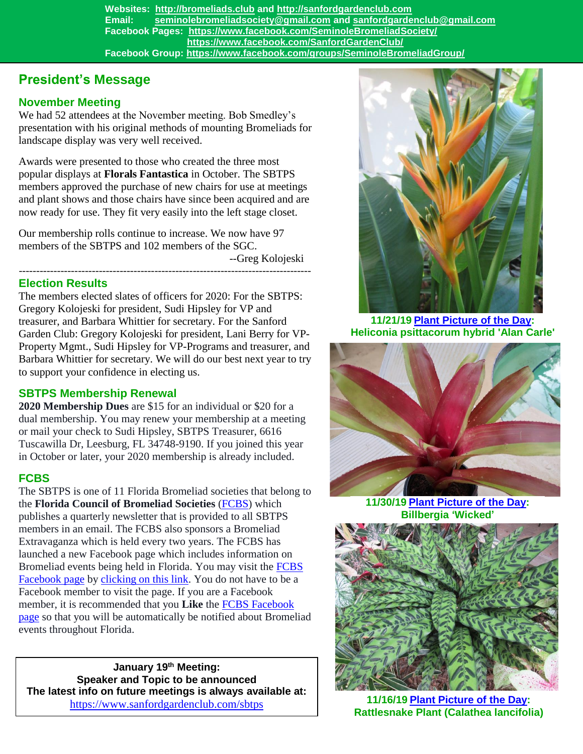**Websites:** http://bromeliads.club and http://sanfordgardenclub.com
**Email:** seminolebromeliadsociety@gmail.com and sanfordgardenclub@gmail.com
**Facebook Pages:** https://www.facebook.com/SeminoleBromeliadSociety/
https://www.facebook.com/SanfordGardenClub/
**Facebook Group:** https://www.facebook.com/groups/SeminoleBromeliadGroup/

## President's Message

### November Meeting

We had 52 attendees at the November meeting. Bob Smedley's presentation with his original methods of mounting Bromeliads for landscape display was very well received.

Awards were presented to those who created the three most popular displays at **Florals Fantastica** in October. The SBTPS members approved the purchase of new chairs for use at meetings and plant shows and those chairs have since been acquired and are now ready for use. They fit very easily into the left stage closet.

Our membership rolls continue to increase. We now have 97 members of the SBTPS and 102 members of the SGC.

--Greg Kolojeski

---

### Election Results

The members elected slates of officers for 2020: For the SBTPS: Gregory Kolojeski for president, Sudi Hipsley for VP and treasurer, and Barbara Whittier for secretary. For the Sanford Garden Club: Gregory Kolojeski for president, Lani Berry for VP-Property Mgmt., Sudi Hipsley for VP-Programs and treasurer, and Barbara Whittier for secretary. We will do our best next year to try to support your confidence in electing us.

### SBTPS Membership Renewal

**2020 Membership Dues** are $15 for an individual or $20 for a dual membership. You may renew your membership at a meeting or mail your check to Sudi Hipsley, SBTPS Treasurer, 6616 Tuscawilla Dr, Leesburg, FL 34748-9190. If you joined this year in October or later, your 2020 membership is already included.

### FCBS

The SBTPS is one of 11 Florida Bromeliad societies that belong to the **Florida Council of Bromeliad Societies** (FCBS) which publishes a quarterly newsletter that is provided to all SBTPS members in an email. The FCBS also sponsors a Bromeliad Extravaganza which is held every two years. The FCBS has launched a new Facebook page which includes information on Bromeliad events being held in Florida. You may visit the FCBS Facebook page by clicking on this link. You do not have to be a Facebook member to visit the page. If you are a Facebook member, it is recommended that you **Like** the FCBS Facebook page so that you will be automatically be notified about Bromeliad events throughout Florida.

**January 19th Meeting:**
**Speaker and Topic to be announced**
**The latest info on future meetings is always available at:**
https://www.sanfordgardenclub.com/sbtps

11/21/19 Plant Picture of the Day: Heliconia psittacorum hybrid 'Alan Carle'

11/30/19 Plant Picture of the Day: Billbergia 'Wicked'

11/16/19 Plant Picture of the Day: Rattlesnake Plant (Calathea lancifolia)